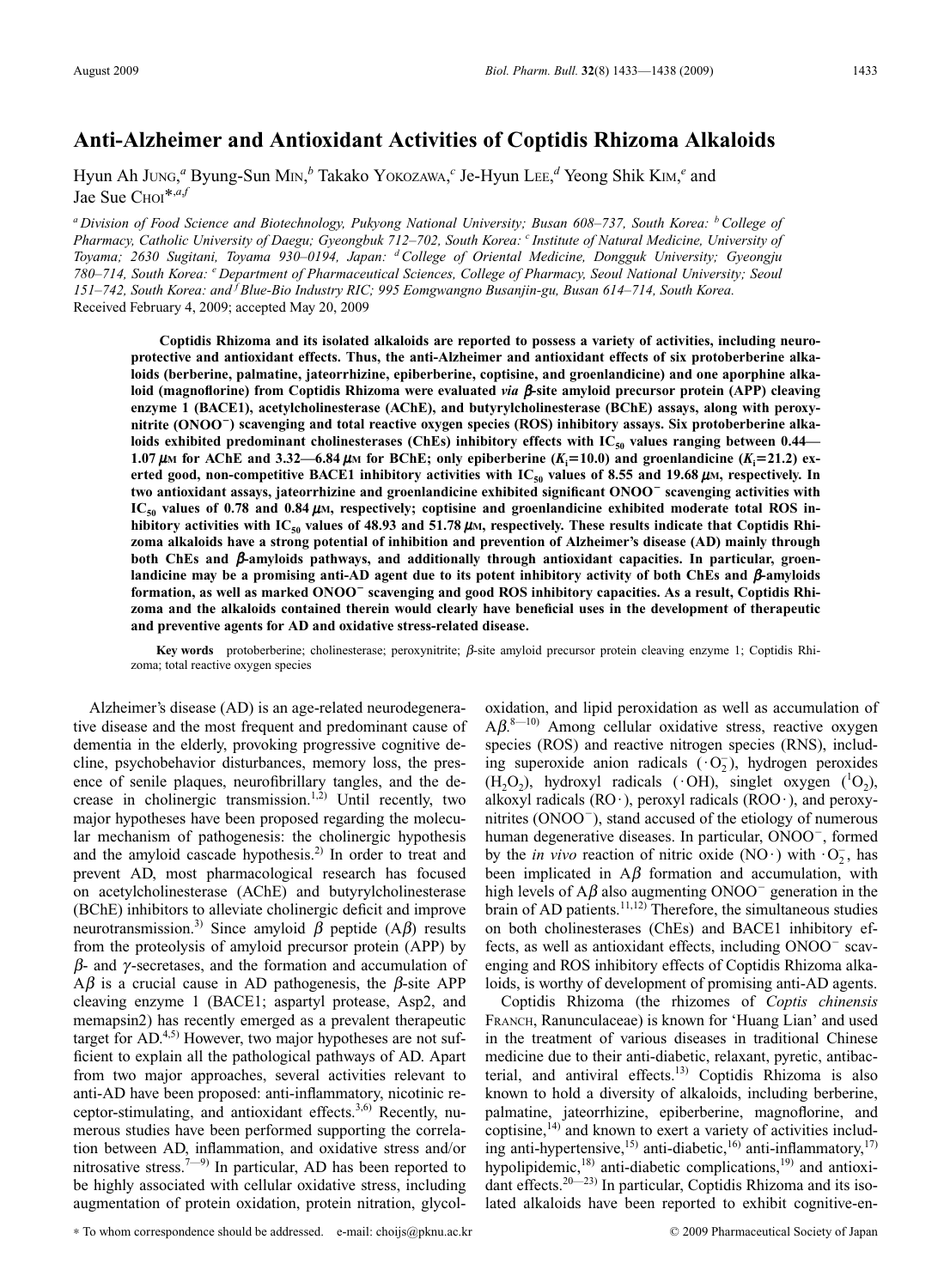# Anti-Alzheimer and Antioxidant Activities of Coptidis Rhizoma Alkaloids

Hyun Ah JUNG,[a] Byung-Sun MIN,[b] Takako YOKOZAWA,[c] Je-Hyun LEE,[d] Yeong Shik KIM,[e] and Jae Sue CHOI*,[a,f]

[a] Division of Food Science and Biotechnology, Pukyong National University; Busan 608–737, South Korea: [b] College of Pharmacy, Catholic University of Daegu; Gyeongbuk 712–702, South Korea: [c] Institute of Natural Medicine, University of Toyama; 2630 Sugitani, Toyama 930–0194, Japan: [d] College of Oriental Medicine, Dongguk University; Gyeongju 780–714, South Korea: [e] Department of Pharmaceutical Sciences, College of Pharmacy, Seoul National University; Seoul 151–742, South Korea: and [f] Blue-Bio Industry RIC; 995 Eomgwangno Busanjin-gu, Busan 614–714, South Korea.

Received February 4, 2009; accepted May 20, 2009

**Coptidis Rhizoma and its isolated alkaloids are reported to possess a variety of activities, including neuroprotective and antioxidant effects. Thus, the anti-Alzheimer and antioxidant effects of six protoberberine alkaloids (berberine, palmatine, jateorrhizine, epiberberine, coptisine, and groenlandicine) and one aporphine alkaloid (magnoflorine) from Coptidis Rhizoma were evaluated *via* $\beta$-site amyloid precursor protein (APP) cleaving enzyme 1 (BACE1), acetylcholinesterase (AChE), and butyrylcholinesterase (BChE) assays, along with peroxynitrite ($ONOO^-$) scavenging and total reactive oxygen species (ROS) inhibitory assays. Six protoberberine alkaloids exhibited predominant cholinesterases (ChEs) inhibitory effects with $IC_{50}$ values ranging between 0.44—1.07 $\mu$M for AChE and 3.32—6.84 $\mu$M for BChE; only epiberberine ($K_i$=10.0) and groenlandicine ($K_i$=21.2) exerted good, non-competitive BACE1 inhibitory activities with $IC_{50}$ values of 8.55 and 19.68 $\mu$M, respectively. In two antioxidant assays, jateorrhizine and groenlandicine exhibited significant $ONOO^-$ scavenging activities with $IC_{50}$ values of 0.78 and 0.84 $\mu$M, respectively; coptisine and groenlandicine exhibited moderate total ROS inhibitory activities with $IC_{50}$ values of 48.93 and 51.78 $\mu$M, respectively. These results indicate that Coptidis Rhizoma alkaloids have a strong potential of inhibition and prevention of Alzheimer's disease (AD) mainly through both ChEs and $\beta$-amyloids pathways, and additionally through antioxidant capacities. In particular, groenlandicine may be a promising anti-AD agent due to its potent inhibitory activity of both ChEs and $\beta$-amyloids formation, as well as marked $ONOO^-$ scavenging and good ROS inhibitory capacities. As a result, Coptidis Rhizoma and the alkaloids contained therein would clearly have beneficial uses in the development of therapeutic and preventive agents for AD and oxidative stress-related disease.**

**Key words** protoberberine; cholinesterase; peroxynitrite; $\beta$-site amyloid precursor protein cleaving enzyme 1; Coptidis Rhizoma; total reactive oxygen species

Alzheimer's disease (AD) is an age-related neurodegenerative disease and the most frequent and predominant cause of dementia in the elderly, provoking progressive cognitive decline, psychobehavior disturbances, memory loss, the presence of senile plaques, neurofibrillary tangles, and the decrease in cholinergic transmission.[1,2] Until recently, two major hypotheses have been proposed regarding the molecular mechanism of pathogenesis: the cholinergic hypothesis and the amyloid cascade hypothesis.[2] In order to treat and prevent AD, most pharmacological research has focused on acetylcholinesterase (AChE) and butyrylcholinesterase (BChE) inhibitors to alleviate cholinergic deficit and improve neurotransmission.[3] Since amyloid $\beta$ peptide (A$\beta$) results from the proteolysis of amyloid precursor protein (APP) by $\beta$- and $\gamma$-secretases, and the formation and accumulation of A$\beta$ is a crucial cause in AD pathogenesis, the $\beta$-site APP cleaving enzyme 1 (BACE1; aspartyl protease, Asp2, and memapsin2) has recently emerged as a prevalent therapeutic target for AD.[4,5] However, two major hypotheses are not sufficient to explain all the pathological pathways of AD. Apart from two major approaches, several activities relevant to anti-AD have been proposed: anti-inflammatory, nicotinic receptor-stimulating, and antioxidant effects.[3,6] Recently, numerous studies have been performed supporting the correlation between AD, inflammation, and oxidative stress and/or nitrosative stress.[7—9] In particular, AD has been reported to be highly associated with cellular oxidative stress, including augmentation of protein oxidation, protein nitration, glycoloxidation, and lipid peroxidation as well as accumulation of A$\beta$.[8—10] Among cellular oxidative stress, reactive oxygen species (ROS) and reactive nitrogen species (RNS), including superoxide anion radicals ($\cdot O_2^-$), hydrogen peroxides ($H_2O_2$), hydroxyl radicals ($\cdot OH$), singlet oxygen ($^1O_2$), alkoxyl radicals ($RO\cdot$), peroxyl radicals ($ROO\cdot$), and peroxynitrites ($ONOO^-$), stand accused of the etiology of numerous human degenerative diseases. In particular, $ONOO^-$, formed by the *in vivo* reaction of nitric oxide ($NO\cdot$) with $\cdot O_2^-$, has been implicated in A$\beta$ formation and accumulation, with high levels of A$\beta$ also augmenting $ONOO^-$ generation in the brain of AD patients.[11,12] Therefore, the simultaneous studies on both cholinesterases (ChEs) and BACE1 inhibitory effects, as well as antioxidant effects, including $ONOO^-$ scavenging and ROS inhibitory effects of Coptidis Rhizoma alkaloids, is worthy of development of promising anti-AD agents.

Coptidis Rhizoma (the rhizomes of *Coptis chinensis* FRANCH, Ranunculaceae) is known for 'Huang Lian' and used in the treatment of various diseases in traditional Chinese medicine due to their anti-diabetic, relaxant, pyretic, antibacterial, and antiviral effects.[13] Coptidis Rhizoma is also known to hold a diversity of alkaloids, including berberine, palmatine, jateorrhizine, epiberberine, magnoflorine, and coptisine,[14] and known to exert a variety of activities including anti-hypertensive,[15] anti-diabetic,[16] anti-inflammatory,[17] hypolipidemic,[18] anti-diabetic complications,[19] and antioxidant effects.[20—23] In particular, Coptidis Rhizoma and its isolated alkaloids have been reported to exhibit cognitive-en-

* To whom correspondence should be addressed. e-mail: choijs@pknu.ac.kr

© 2009 Pharmaceutical Society of Japan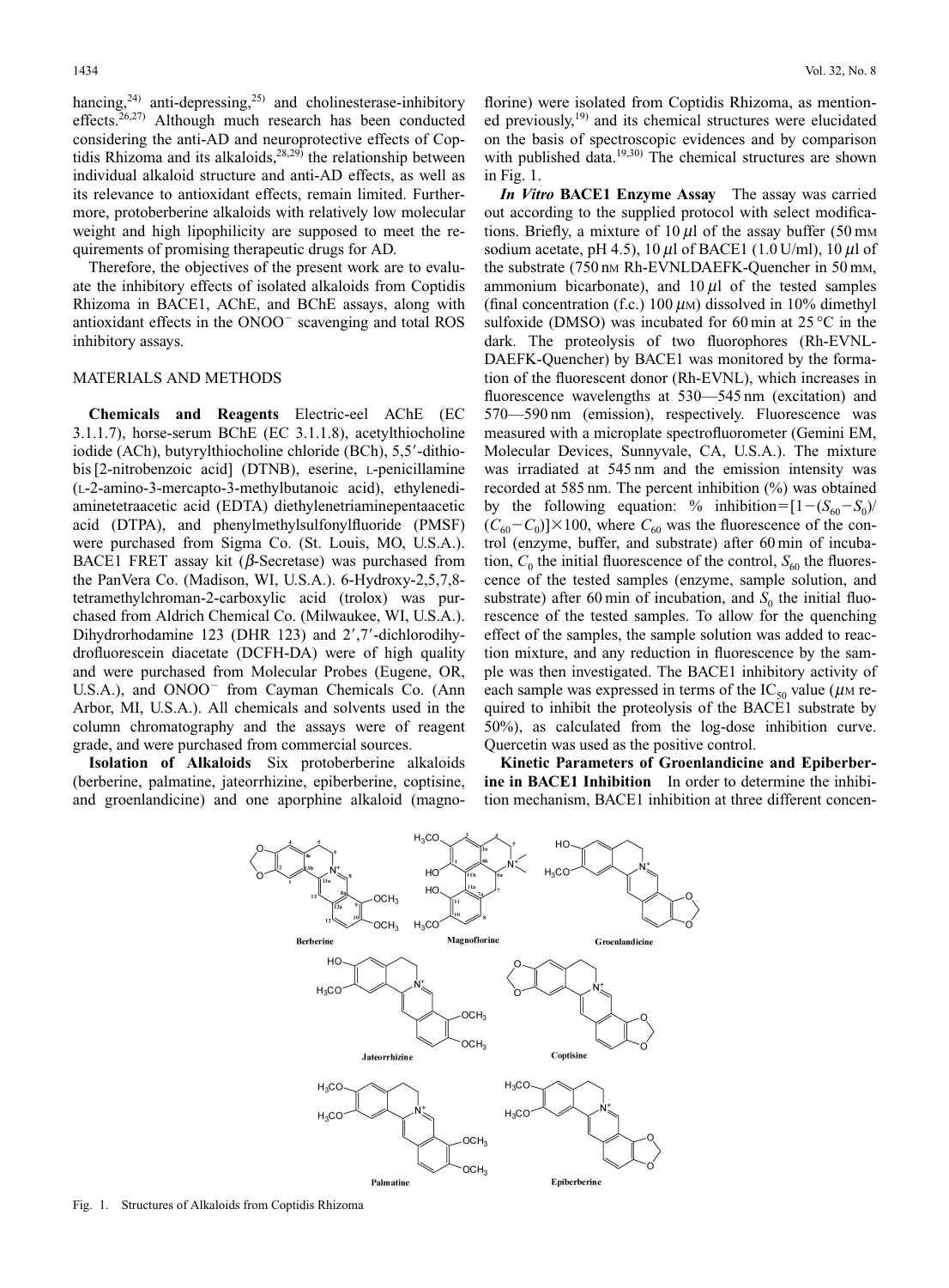hancing,[24] anti-depressing,[25] and cholinesterase-inhibitory effects.[26,27] Although much research has been conducted considering the anti-AD and neuroprotective effects of Coptidis Rhizoma and its alkaloids,[28,29] the relationship between individual alkaloid structure and anti-AD effects, as well as its relevance to antioxidant effects, remain limited. Furthermore, protoberberine alkaloids with relatively low molecular weight and high lipophilicity are supposed to meet the requirements of promising therapeutic drugs for AD.

Therefore, the objectives of the present work are to evaluate the inhibitory effects of isolated alkaloids from Coptidis Rhizoma in BACE1, AChE, and BChE assays, along with antioxidant effects in the $ONOO^-$ scavenging and total ROS inhibitory assays.

## MATERIALS AND METHODS

**Chemicals and Reagents** Electric-eel AChE (EC 3.1.1.7), horse-serum BChE (EC 3.1.1.8), acetylthiocholine iodide (ACh), butyrylthiocholine chloride (BCh), 5,5′-dithiobis[2-nitrobenzoic acid] (DTNB), eserine, L-penicillamine (L-2-amino-3-mercapto-3-methylbutanoic acid), ethylenediaminetetraacetic acid (EDTA) diethylenetriaminepentaacetic acid (DTPA), and phenylmethylsulfonylfluoride (PMSF) were purchased from Sigma Co. (St. Louis, MO, U.S.A.). BACE1 FRET assay kit ($\beta$-Secretase) was purchased from the PanVera Co. (Madison, WI, U.S.A.). 6-Hydroxy-2,5,7,8-tetramethylchroman-2-carboxylic acid (trolox) was purchased from Aldrich Chemical Co. (Milwaukee, WI, U.S.A.). Dihydrorhodamine 123 (DHR 123) and 2′,7′-dichlorodihydrofluorescein diacetate (DCFH-DA) were of high quality and were purchased from Molecular Probes (Eugene, OR, U.S.A.), and $ONOO^-$ from Cayman Chemicals Co. (Ann Arbor, MI, U.S.A.). All chemicals and solvents used in the column chromatography and the assays were of reagent grade, and were purchased from commercial sources.

**Isolation of Alkaloids** Six protoberberine alkaloids (berberine, palmatine, jateorrhizine, epiberberine, coptisine, and groenlandicine) and one aporphine alkaloid (magnoflorine) were isolated from Coptidis Rhizoma, as mentioned previously,[19] and its chemical structures were elucidated on the basis of spectroscopic evidences and by comparison with published data.[19,30] The chemical structures are shown in Fig. 1.

***In Vitro* BACE1 Enzyme Assay** The assay was carried out according to the supplied protocol with select modifications. Briefly, a mixture of 10 $\mu$l of the assay buffer (50 mM sodium acetate, pH 4.5), 10 $\mu$l of BACE1 (1.0 U/ml), 10 $\mu$l of the substrate (750 nM Rh-EVNLDAEFK-Quencher in 50 mM, ammonium bicarbonate), and 10 $\mu$l of the tested samples (final concentration (f.c.) 100 $\mu$M) dissolved in 10% dimethyl sulfoxide (DMSO) was incubated for 60 min at 25 °C in the dark. The proteolysis of two fluorophores (Rh-EVNL-DAEFK-Quencher) by BACE1 was monitored by the formation of the fluorescent donor (Rh-EVNL), which increases in fluorescence wavelengths at 530—545 nm (excitation) and 570—590 nm (emission), respectively. Fluorescence was measured with a microplate spectrofluorometer (Gemini EM, Molecular Devices, Sunnyvale, CA, U.S.A.). The mixture was irradiated at 545 nm and the emission intensity was recorded at 585 nm. The percent inhibition (%) was obtained by the following equation: % inhibition$=[1-(S_{60}-S_0)/(C_{60}-C_0)]\times100$, where $C_{60}$ was the fluorescence of the control (enzyme, buffer, and substrate) after 60 min of incubation, $C_0$ the initial fluorescence of the control, $S_{60}$ the fluorescence of the tested samples (enzyme, sample solution, and substrate) after 60 min of incubation, and $S_0$ the initial fluorescence of the tested samples. To allow for the quenching effect of the samples, the sample solution was added to reaction mixture, and any reduction in fluorescence by the sample was then investigated. The BACE1 inhibitory activity of each sample was expressed in terms of the $IC_{50}$ value ($\mu$M required to inhibit the proteolysis of the BACE1 substrate by 50%), as calculated from the log-dose inhibition curve. Quercetin was used as the positive control.

**Kinetic Parameters of Groenlandicine and Epiberberine in BACE1 Inhibition** In order to determine the inhibition mechanism, BACE1 inhibition at three different concen-

Fig. 1. Structures of Alkaloids from Coptidis Rhizoma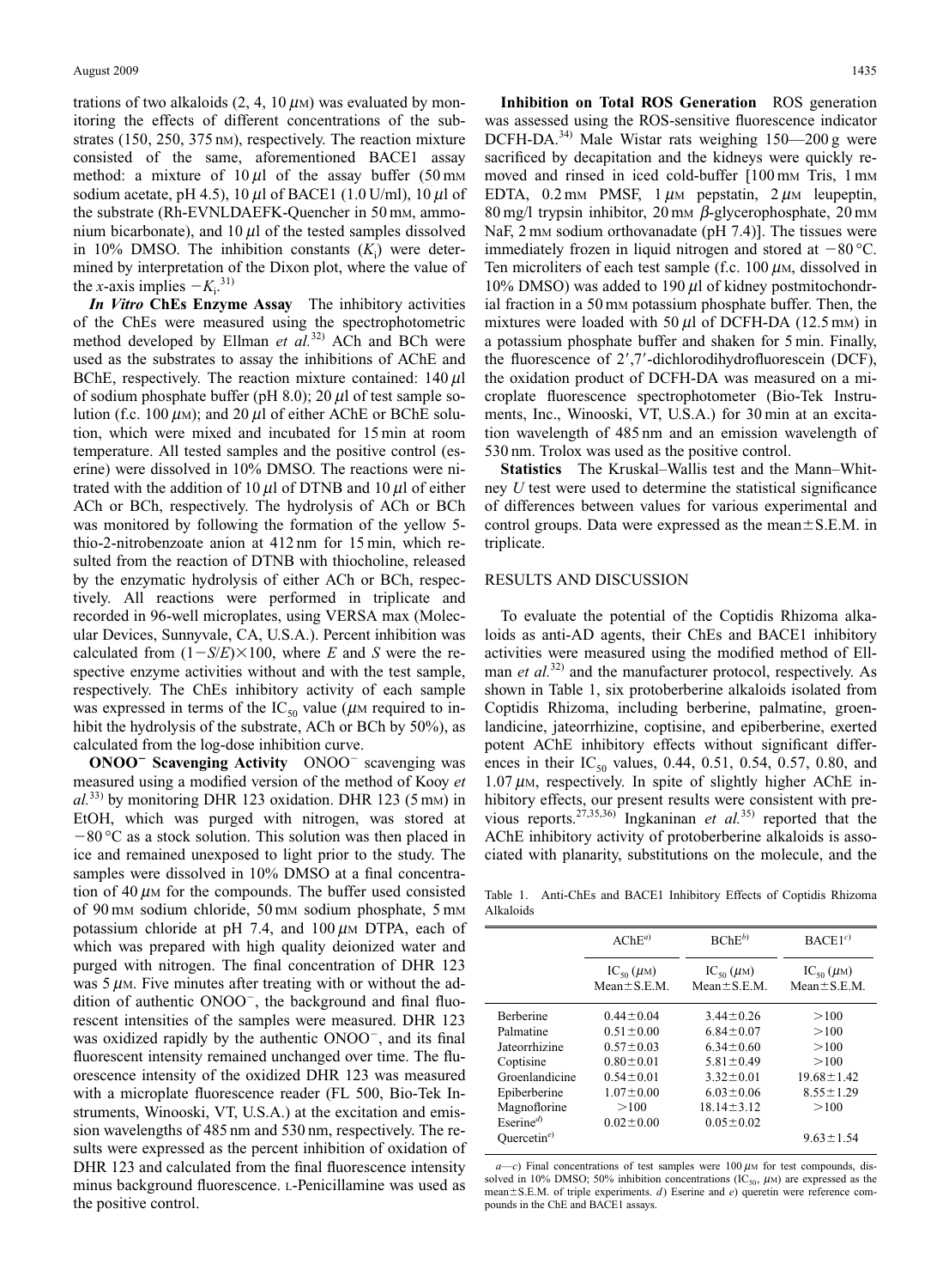trations of two alkaloids (2, 4, 10 $\mu$M) was evaluated by monitoring the effects of different concentrations of the substrates (150, 250, 375 nM), respectively. The reaction mixture consisted of the same, aforementioned BACE1 assay method: a mixture of 10 $\mu$l of the assay buffer (50 mM sodium acetate, pH 4.5), 10 $\mu$l of BACE1 (1.0 U/ml), 10 $\mu$l of the substrate (Rh-EVNLDAEFK-Quencher in 50 mM, ammonium bicarbonate), and 10 $\mu$l of the tested samples dissolved in 10% DMSO. The inhibition constants ($K_i$) were determined by interpretation of the Dixon plot, where the value of the *x*-axis implies $-K_i$.[31]

***In Vitro* ChEs Enzyme Assay** The inhibitory activities of the ChEs were measured using the spectrophotometric method developed by Ellman *et al.*[32] ACh and BCh were used as the substrates to assay the inhibitions of AChE and BChE, respectively. The reaction mixture contained: 140 $\mu$l of sodium phosphate buffer (pH 8.0); 20 $\mu$l of test sample solution (f.c. 100 $\mu$M); and 20 $\mu$l of either AChE or BChE solution, which were mixed and incubated for 15 min at room temperature. All tested samples and the positive control (eserine) were dissolved in 10% DMSO. The reactions were nitrated with the addition of 10 $\mu$l of DTNB and 10 $\mu$l of either ACh or BCh, respectively. The hydrolysis of ACh or BCh was monitored by following the formation of the yellow 5-thio-2-nitrobenzoate anion at 412 nm for 15 min, which resulted from the reaction of DTNB with thiocholine, released by the enzymatic hydrolysis of either ACh or BCh, respectively. All reactions were performed in triplicate and recorded in 96-well microplates, using VERSA max (Molecular Devices, Sunnyvale, CA, U.S.A.). Percent inhibition was calculated from $(1-S/E)\times 100$, where *E* and *S* were the respective enzyme activities without and with the test sample, respectively. The ChEs inhibitory activity of each sample was expressed in terms of the $IC_{50}$ value ($\mu$M required to inhibit the hydrolysis of the substrate, ACh or BCh by 50%), as calculated from the log-dose inhibition curve.

**$ONOO^-$ Scavenging Activity** $ONOO^-$ scavenging was measured using a modified version of the method of Kooy *et al.*[33] by monitoring DHR 123 oxidation. DHR 123 (5 mM) in EtOH, which was purged with nitrogen, was stored at $-80$ °C as a stock solution. This solution was then placed in ice and remained unexposed to light prior to the study. The samples were dissolved in 10% DMSO at a final concentration of 40 $\mu$M for the compounds. The buffer used consisted of 90 mM sodium chloride, 50 mM sodium phosphate, 5 mM potassium chloride at pH 7.4, and 100 $\mu$M DTPA, each of which was prepared with high quality deionized water and purged with nitrogen. The final concentration of DHR 123 was 5 $\mu$M. Five minutes after treating with or without the addition of authentic $ONOO^-$, the background and final fluorescent intensities of the samples were measured. DHR 123 was oxidized rapidly by the authentic $ONOO^-$, and its final fluorescent intensity remained unchanged over time. The fluorescence intensity of the oxidized DHR 123 was measured with a microplate fluorescence reader (FL 500, Bio-Tek Instruments, Winooski, VT, U.S.A.) at the excitation and emission wavelengths of 485 nm and 530 nm, respectively. The results were expressed as the percent inhibition of oxidation of DHR 123 and calculated from the final fluorescence intensity minus background fluorescence. L-Penicillamine was used as the positive control.

**Inhibition on Total ROS Generation** ROS generation was assessed using the ROS-sensitive fluorescence indicator DCFH-DA.[34] Male Wistar rats weighing 150—200 g were sacrificed by decapitation and the kidneys were quickly removed and rinsed in iced cold-buffer [100 mM Tris, 1 mM EDTA, 0.2 mM PMSF, 1 $\mu$M pepstatin, 2 $\mu$M leupeptin, 80 mg/l trypsin inhibitor, 20 mM $\beta$-glycerophosphate, 20 mM NaF, 2 mM sodium orthovanadate (pH 7.4)]. The tissues were immediately frozen in liquid nitrogen and stored at $-80$ °C. Ten microliters of each test sample (f.c. 100 $\mu$M, dissolved in 10% DMSO) was added to 190 $\mu$l of kidney postmitochondrial fraction in a 50 mM potassium phosphate buffer. Then, the mixtures were loaded with 50 $\mu$l of DCFH-DA (12.5 mM) in a potassium phosphate buffer and shaken for 5 min. Finally, the fluorescence of 2′,7′-dichlorodihydrofluorescein (DCF), the oxidation product of DCFH-DA was measured on a microplate fluorescence spectrophotometer (Bio-Tek Instruments, Inc., Winooski, VT, U.S.A.) for 30 min at an excitation wavelength of 485 nm and an emission wavelength of 530 nm. Trolox was used as the positive control.

**Statistics** The Kruskal–Wallis test and the Mann–Whitney *U* test were used to determine the statistical significance of differences between values for various experimental and control groups. Data were expressed as the mean±S.E.M. in triplicate.

## RESULTS AND DISCUSSION

To evaluate the potential of the Coptidis Rhizoma alkaloids as anti-AD agents, their ChEs and BACE1 inhibitory activities were measured using the modified method of Ellman *et al.*[32] and the manufacturer protocol, respectively. As shown in Table 1, six protoberberine alkaloids isolated from Coptidis Rhizoma, including berberine, palmatine, groenlandicine, jateorrhizine, coptisine, and epiberberine, exerted potent AChE inhibitory effects without significant differences in their $IC_{50}$ values, 0.44, 0.51, 0.54, 0.57, 0.80, and 1.07 $\mu$M, respectively. In spite of slightly higher AChE inhibitory effects, our present results were consistent with previous reports.[27,35,36] Ingkaninan *et al.*[35] reported that the AChE inhibitory activity of protoberberine alkaloids is associated with planarity, substitutions on the molecule, and the

Table 1. Anti-ChEs and BACE1 Inhibitory Effects of Coptidis Rhizoma Alkaloids

| | AChE[a)] | BChE[b)] | BACE1[c)] |
|---|---|---|---|
| | $IC_{50}$ ($\mu$M) Mean±S.E.M. | $IC_{50}$ ($\mu$M) Mean±S.E.M. | $IC_{50}$ ($\mu$M) Mean±S.E.M. |
| Berberine | 0.44±0.04 | 3.44±0.26 | >100 |
| Palmatine | 0.51±0.00 | 6.84±0.07 | >100 |
| Jateorrhizine | 0.57±0.03 | 6.34±0.60 | >100 |
| Coptisine | 0.80±0.01 | 5.81±0.49 | >100 |
| Groenlandicine | 0.54±0.01 | 3.32±0.01 | 19.68±1.42 |
| Epiberberine | 1.07±0.00 | 6.03±0.06 | 8.55±1.29 |
| Magnoflorine | >100 | 18.14±3.12 | >100 |
| Eserine[d)] | 0.02±0.00 | 0.05±0.02 | |
| Quercetin[e)] | | | 9.63±1.54 |

*a*—*c*) Final concentrations of test samples were 100 $\mu$M for test compounds, dissolved in 10% DMSO; 50% inhibition concentrations ($IC_{50}$, $\mu$M) are expressed as the mean±S.E.M. of triple experiments. *d*) Eserine and *e*) queretin were reference compounds in the ChE and BACE1 assays.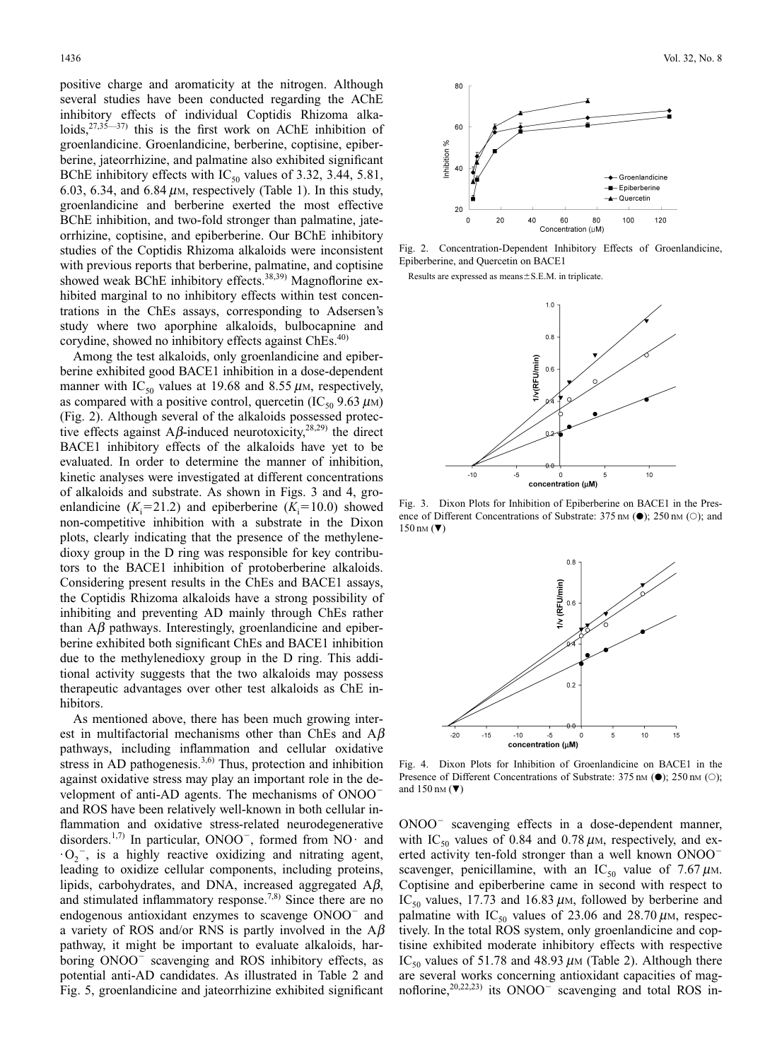positive charge and aromaticity at the nitrogen. Although several studies have been conducted regarding the AChE inhibitory effects of individual Coptidis Rhizoma alkaloids,[27,35—37] this is the first work on AChE inhibition of groenlandicine. Groenlandicine, berberine, coptisine, epiberberine, jateorrhizine, and palmatine also exhibited significant BChE inhibitory effects with $IC_{50}$ values of 3.32, 3.44, 5.81, 6.03, 6.34, and 6.84 $\mu$M, respectively (Table 1). In this study, groenlandicine and berberine exerted the most effective BChE inhibition, and two-fold stronger than palmatine, jateorrhizine, coptisine, and epiberberine. Our BChE inhibitory studies of the Coptidis Rhizoma alkaloids were inconsistent with previous reports that berberine, palmatine, and coptisine showed weak BChE inhibitory effects.[38,39] Magnoflorine exhibited marginal to no inhibitory effects within test concentrations in the ChEs assays, corresponding to Adsersen's study where two aporphine alkaloids, bulbocapnine and corydine, showed no inhibitory effects against ChEs.[40]

Among the test alkaloids, only groenlandicine and epiberberine exhibited good BACE1 inhibition in a dose-dependent manner with $IC_{50}$ values at 19.68 and 8.55 $\mu$M, respectively, as compared with a positive control, quercetin ($IC_{50}$ 9.63 $\mu$M) (Fig. 2). Although several of the alkaloids possessed protective effects against A$\beta$-induced neurotoxicity,[28,29] the direct BACE1 inhibitory effects of the alkaloids have yet to be evaluated. In order to determine the manner of inhibition, kinetic analyses were investigated at different concentrations of alkaloids and substrate. As shown in Figs. 3 and 4, groenlandicine ($K_i$=21.2) and epiberberine ($K_i$=10.0) showed non-competitive inhibition with a substrate in the Dixon plots, clearly indicating that the presence of the methylenedioxy group in the D ring was responsible for key contributors to the BACE1 inhibition of protoberberine alkaloids. Considering present results in the ChEs and BACE1 assays, the Coptidis Rhizoma alkaloids have a strong possibility of inhibiting and preventing AD mainly through ChEs rather than A$\beta$ pathways. Interestingly, groenlandicine and epiberberine exhibited both significant ChEs and BACE1 inhibition due to the methylenedioxy group in the D ring. This additional activity suggests that the two alkaloids may possess therapeutic advantages over other test alkaloids as ChE inhibitors.

As mentioned above, there has been much growing interest in multifactorial mechanisms other than ChEs and A$\beta$ pathways, including inflammation and cellular oxidative stress in AD pathogenesis.[3,6] Thus, protection and inhibition against oxidative stress may play an important role in the development of anti-AD agents. The mechanisms of $ONOO^-$ and ROS have been relatively well-known in both cellular inflammation and oxidative stress-related neurodegenerative disorders.[1,7] In particular, $ONOO^-$, formed from NO· and $\cdot O_2^-$, is a highly reactive oxidizing and nitrating agent, leading to oxidize cellular components, including proteins, lipids, carbohydrates, and DNA, increased aggregated A$\beta$, and stimulated inflammatory response.[7,8] Since there are no endogenous antioxidant enzymes to scavenge $ONOO^-$ and a variety of ROS and/or RNS is partly involved in the A$\beta$ pathway, it might be important to evaluate alkaloids, harboring $ONOO^-$ scavenging and ROS inhibitory effects, as potential anti-AD candidates. As illustrated in Table 2 and Fig. 5, groenlandicine and jateorrhizine exhibited significant

Fig. 2. Concentration-Dependent Inhibitory Effects of Groenlandicine, Epiberberine, and Quercetin on BACE1

Results are expressed as means±S.E.M. in triplicate.

Fig. 3. Dixon Plots for Inhibition of Epiberberine on BACE1 in the Presence of Different Concentrations of Substrate: 375 nM (●); 250 nM (○); and 150 nM (▼)

Fig. 4. Dixon Plots for Inhibition of Groenlandicine on BACE1 in the Presence of Different Concentrations of Substrate: 375 nM (●); 250 nM (○); and 150 nM (▼)

$ONOO^-$ scavenging effects in a dose-dependent manner, with $IC_{50}$ values of 0.84 and 0.78 $\mu$M, respectively, and exerted activity ten-fold stronger than a well known $ONOO^-$ scavenger, penicillamine, with an $IC_{50}$ value of 7.67 $\mu$M. Coptisine and epiberberine came in second with respect to $IC_{50}$ values, 17.73 and 16.83 $\mu$M, followed by berberine and palmatine with $IC_{50}$ values of 23.06 and 28.70 $\mu$M, respectively. In the total ROS system, only groenlandicine and coptisine exhibited moderate inhibitory effects with respective $IC_{50}$ values of 51.78 and 48.93 $\mu$M (Table 2). Although there are several works concerning antioxidant capacities of magnoflorine,[20,22,23] its $ONOO^-$ scavenging and total ROS in-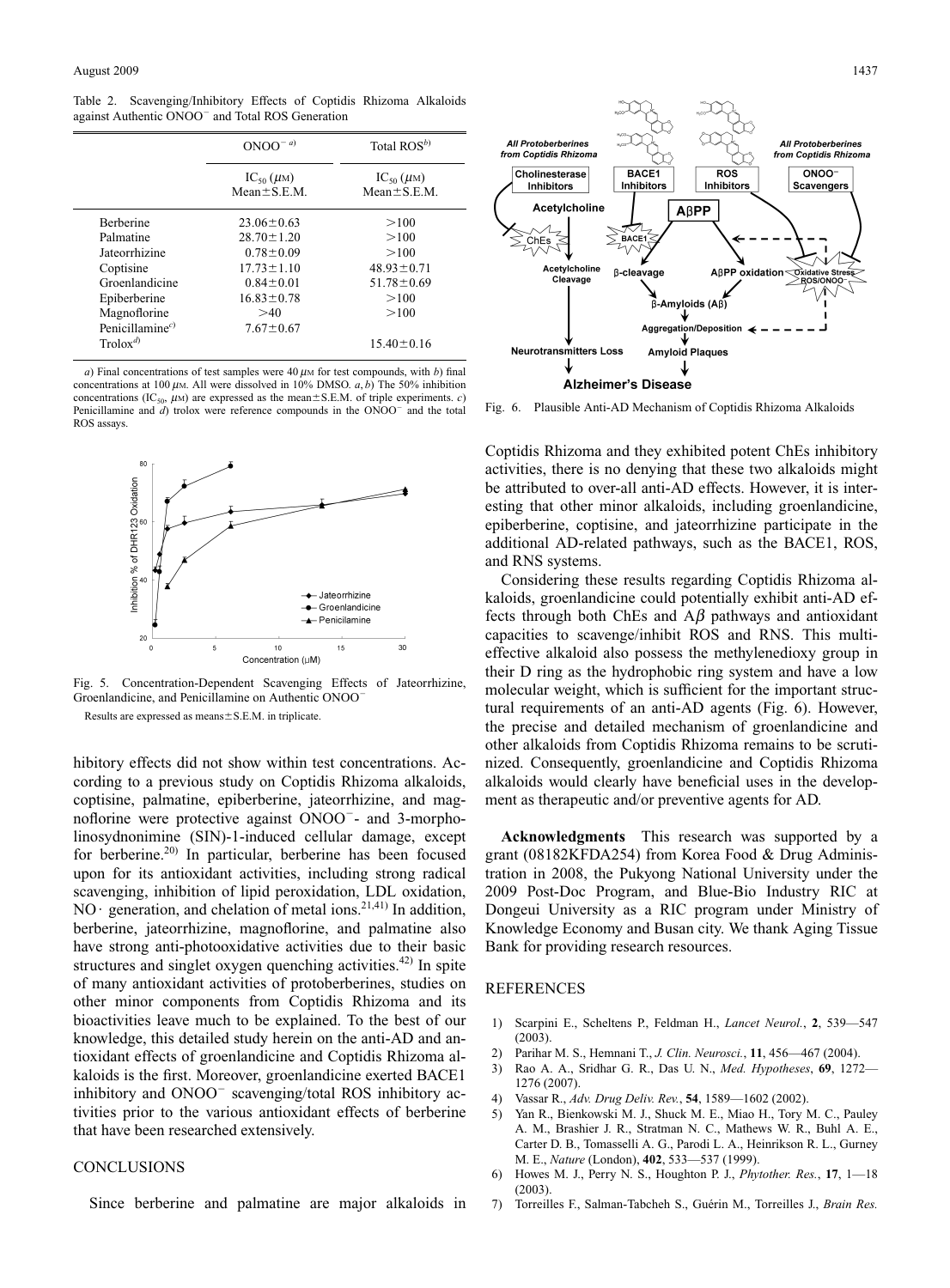Table 2. Scavenging/Inhibitory Effects of Coptidis Rhizoma Alkaloids against Authentic $ONOO^-$ and Total ROS Generation

| | $ONOO^{-}$ [a] | Total ROS[b] |
|---|---|---|
| | $IC_{50}$ ($\mu$M) Mean±S.E.M. | $IC_{50}$ ($\mu$M) Mean±S.E.M. |
| Berberine | 23.06±0.63 | >100 |
| Palmatine | 28.70±1.20 | >100 |
| Jateorrhizine | 0.78±0.09 | >100 |
| Coptisine | 17.73±1.10 | 48.93±0.71 |
| Groenlandicine | 0.84±0.01 | 51.78±0.69 |
| Epiberberine | 16.83±0.78 | >100 |
| Magnoflorine | >40 | >100 |
| Penicillamine[c] | 7.67±0.67 | |
| Trolox[d] | | 15.40±0.16 |

*a*) Final concentrations of test samples were 40 $\mu$M for test compounds, with *b*) final concentrations at 100 $\mu$M. All were dissolved in 10% DMSO. *a*, *b*) The 50% inhibition concentrations ($IC_{50}$, $\mu$M) are expressed as the mean±S.E.M. of triple experiments. *c*) Penicillamine and *d*) trolox were reference compounds in the $ONOO^-$ and the total ROS assays.

Fig. 5. Concentration-Dependent Scavenging Effects of Jateorrhizine, Groenlandicine, and Penicillamine on Authentic $ONOO^-$

Results are expressed as means±S.E.M. in triplicate.

hibitory effects did not show within test concentrations. According to a previous study on Coptidis Rhizoma alkaloids, coptisine, palmatine, epiberberine, jateorrhizine, and magnoflorine were protective against $ONOO^-$- and 3-morpholinosydnonimine (SIN)-1-induced cellular damage, except for berberine.[20] In particular, berberine has been focused upon for its antioxidant activities, including strong radical scavenging, inhibition of lipid peroxidation, LDL oxidation, NO· generation, and chelation of metal ions.[21,41] In addition, berberine, jateorrhizine, magnoflorine, and palmatine also have strong anti-photooxidative activities due to their basic structures and singlet oxygen quenching activities.[42] In spite of many antioxidant activities of protoberberines, studies on other minor components from Coptidis Rhizoma and its bioactivities leave much to be explained. To the best of our knowledge, this detailed study herein on the anti-AD and antioxidant effects of groenlandicine and Coptidis Rhizoma alkaloids is the first. Moreover, groenlandicine exerted BACE1 inhibitory and $ONOO^-$ scavenging/total ROS inhibitory activities prior to the various antioxidant effects of berberine that have been researched extensively.

## CONCLUSIONS

Since berberine and palmatine are major alkaloids in Coptidis Rhizoma and they exhibited potent ChEs inhibitory activities, there is no denying that these two alkaloids might be attributed to over-all anti-AD effects. However, it is interesting that other minor alkaloids, including groenlandicine, epiberberine, coptisine, and jateorrhizine participate in the additional AD-related pathways, such as the BACE1, ROS, and RNS systems.

Considering these results regarding Coptidis Rhizoma alkaloids, groenlandicine could potentially exhibit anti-AD effects through both ChEs and A$\beta$ pathways and antioxidant capacities to scavenge/inhibit ROS and RNS. This multi-effective alkaloid also possess the methylenedioxy group in their D ring as the hydrophobic ring system and have a low molecular weight, which is sufficient for the important structural requirements of an anti-AD agents (Fig. 6). However, the precise and detailed mechanism of groenlandicine and other alkaloids from Coptidis Rhizoma remains to be scrutinized. Consequently, groenlandicine and Coptidis Rhizoma alkaloids would clearly have beneficial uses in the development as therapeutic and/or preventive agents for AD.

Fig. 6. Plausible Anti-AD Mechanism of Coptidis Rhizoma Alkaloids

**Acknowledgments** This research was supported by a grant (08182KFDA254) from Korea Food & Drug Administration in 2008, the Pukyong National University under the 2009 Post-Doc Program, and Blue-Bio Industry RIC at Dongeui University as a RIC program under Ministry of Knowledge Economy and Busan city. We thank Aging Tissue Bank for providing research resources.

## REFERENCES

1) Scarpini E., Scheltens P., Feldman H., *Lancet Neurol.*, **2**, 539—547 (2003).
2) Parihar M. S., Hemnani T., *J. Clin. Neurosci.*, **11**, 456—467 (2004).
3) Rao A. A., Sridhar G. R., Das U. N., *Med. Hypotheses*, **69**, 1272—1276 (2007).
4) Vassar R., *Adv. Drug Deliv. Rev.*, **54**, 1589—1602 (2002).
5) Yan R., Bienkowski M. J., Shuck M. E., Miao H., Tory M. C., Pauley A. M., Brashier J. R., Stratman N. C., Mathews W. R., Buhl A. E., Carter D. B., Tomasselli A. G., Parodi L. A., Heinrikson R. L., Gurney M. E., *Nature* (London), **402**, 533—537 (1999).
6) Howes M. J., Perry N. S., Houghton P. J., *Phytother. Res.*, **17**, 1—18 (2003).
7) Torreilles F., Salman-Tabcheh S., Guérin M., Torreilles J., *Brain Res.*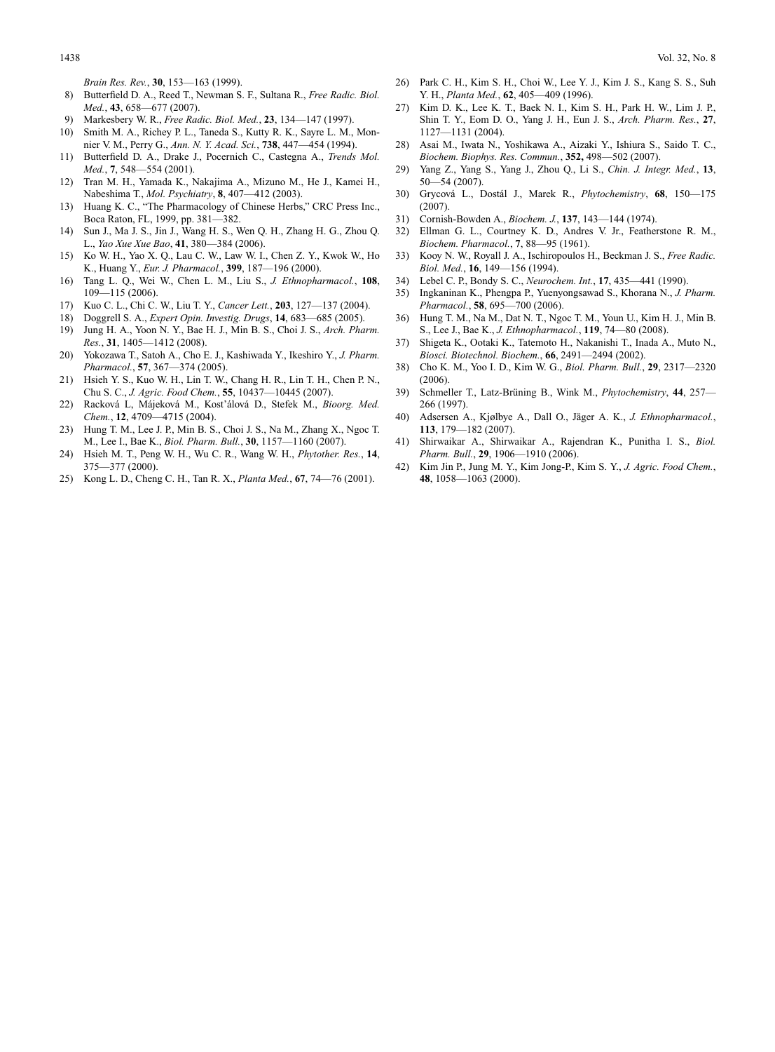*Brain Res. Rev.*, **30**, 153—163 (1999).

8) Butterfield D. A., Reed T., Newman S. F., Sultana R., *Free Radic. Biol. Med.*, **43**, 658—677 (2007).
9) Markesbery W. R., *Free Radic. Biol. Med.*, **23**, 134—147 (1997).
10) Smith M. A., Richey P. L., Taneda S., Kutty R. K., Sayre L. M., Monnier V. M., Perry G., *Ann. N. Y. Acad. Sci.*, **738**, 447—454 (1994).
11) Butterfield D. A., Drake J., Pocernich C., Castegna A., *Trends Mol. Med.*, **7**, 548—554 (2001).
12) Tran M. H., Yamada K., Nakajima A., Mizuno M., He J., Kamei H., Nabeshima T., *Mol. Psychiatry*, **8**, 407—412 (2003).
13) Huang K. C., "The Pharmacology of Chinese Herbs," CRC Press Inc., Boca Raton, FL, 1999, pp. 381—382.
14) Sun J., Ma J. S., Jin J., Wang H. S., Wen Q. H., Zhang H. G., Zhou Q. L., *Yao Xue Xue Bao*, **41**, 380—384 (2006).
15) Ko W. H., Yao X. Q., Lau C. W., Law W. I., Chen Z. Y., Kwok W., Ho K., Huang Y., *Eur. J. Pharmacol.*, **399**, 187—196 (2000).
16) Tang L. Q., Wei W., Chen L. M., Liu S., *J. Ethnopharmacol.*, **108**, 109—115 (2006).
17) Kuo C. L., Chi C. W., Liu T. Y., *Cancer Lett.*, **203**, 127—137 (2004).
18) Doggrell S. A., *Expert Opin. Investig. Drugs*, **14**, 683—685 (2005).
19) Jung H. A., Yoon N. Y., Bae H. J., Min B. S., Choi J. S., *Arch. Pharm. Res.*, **31**, 1405—1412 (2008).
20) Yokozawa T., Satoh A., Cho E. J., Kashiwada Y., Ikeshiro Y., *J. Pharm. Pharmacol.*, **57**, 367—374 (2005).
21) Hsieh Y. S., Kuo W. H., Lin T. W., Chang H. R., Lin T. H., Chen P. N., Chu S. C., *J. Agric. Food Chem.*, **55**, 10437—10445 (2007).
22) Racková L, Májeková M., Kost'álová D., Stefek M., *Bioorg. Med. Chem.*, **12**, 4709—4715 (2004).
23) Hung T. M., Lee J. P., Min B. S., Choi J. S., Na M., Zhang X., Ngoc T. M., Lee I., Bae K., *Biol. Pharm. Bull.*, **30**, 1157—1160 (2007).
24) Hsieh M. T., Peng W. H., Wu C. R., Wang W. H., *Phytother. Res.*, **14**, 375—377 (2000).
25) Kong L. D., Cheng C. H., Tan R. X., *Planta Med.*, **67**, 74—76 (2001).
26) Park C. H., Kim S. H., Choi W., Lee Y. J., Kim J. S., Kang S. S., Suh Y. H., *Planta Med.*, **62**, 405—409 (1996).
27) Kim D. K., Lee K. T., Baek N. I., Kim S. H., Park H. W., Lim J. P., Shin T. Y., Eom D. O., Yang J. H., Eun J. S., *Arch. Pharm. Res.*, **27**, 1127—1131 (2004).
28) Asai M., Iwata N., Yoshikawa A., Aizaki Y., Ishiura S., Saido T. C., *Biochem. Biophys. Res. Commun.*, **352,** 498—502 (2007).
29) Yang Z., Yang S., Yang J., Zhou Q., Li S., *Chin. J. Integr. Med.*, **13**, 50—54 (2007).
30) Grycová L., Dostál J., Marek R., *Phytochemistry*, **68**, 150—175 (2007).
31) Cornish-Bowden A., *Biochem. J.*, **137**, 143—144 (1974).
32) Ellman G. L., Courtney K. D., Andres V. Jr., Featherstone R. M., *Biochem. Pharmacol.*, **7**, 88—95 (1961).
33) Kooy N. W., Royall J. A., Ischiropoulos H., Beckman J. S., *Free Radic. Biol. Med.*, **16**, 149—156 (1994).
34) Lebel C. P., Bondy S. C., *Neurochem. Int.*, **17**, 435—441 (1990).
35) Ingkaninan K., Phengpa P., Yuenyongsawad S., Khorana N., *J. Pharm. Pharmacol.*, **58**, 695—700 (2006).
36) Hung T. M., Na M., Dat N. T., Ngoc T. M., Youn U., Kim H. J., Min B. S., Lee J., Bae K., *J. Ethnopharmacol.*, **119**, 74—80 (2008).
37) Shigeta K., Ootaki K., Tatemoto H., Nakanishi T., Inada A., Muto N., *Biosci. Biotechnol. Biochem.*, **66**, 2491—2494 (2002).
38) Cho K. M., Yoo I. D., Kim W. G., *Biol. Pharm. Bull.*, **29**, 2317—2320 (2006).
39) Schmeller T., Latz-Brüning B., Wink M., *Phytochemistry*, **44**, 257—266 (1997).
40) Adsersen A., Kjølbye A., Dall O., Jäger A. K., *J. Ethnopharmacol.*, **113**, 179—182 (2007).
41) Shirwaikar A., Shirwaikar A., Rajendran K., Punitha I. S., *Biol. Pharm. Bull.*, **29**, 1906—1910 (2006).
42) Kim Jin P., Jung M. Y., Kim Jong-P., Kim S. Y., *J. Agric. Food Chem.*, **48**, 1058—1063 (2000).